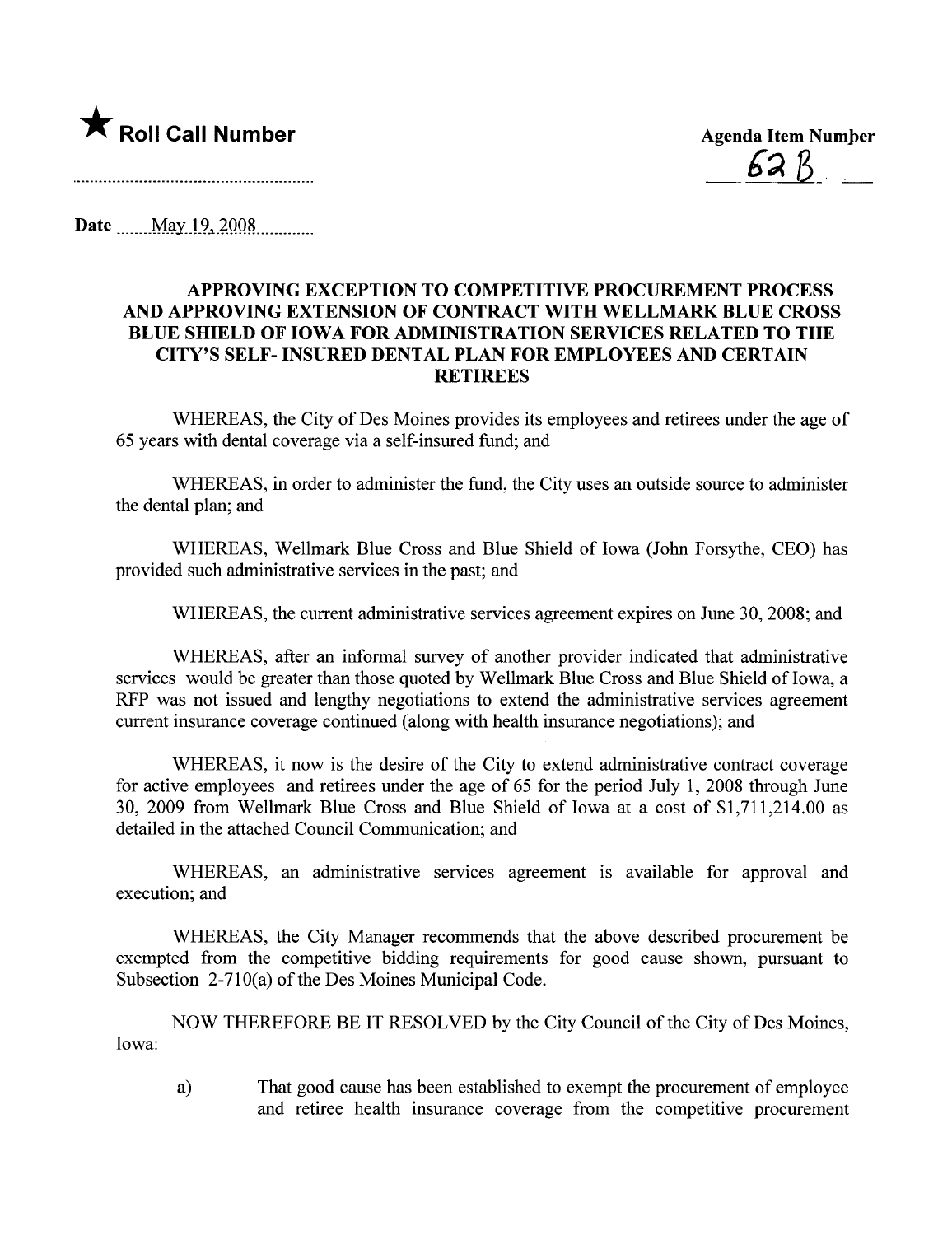★ **Roll Call Number**

**Agenda Item Number**

62B

Date May 19, 2008

### APPROVING EXCEPTION TO COMPETITIVE PROCUREMENT PROCESS AND APPROVING EXTENSION OF CONTRACT WITH WELLMARK BLUE CROSS BLUE SHIELD OF IOWA FOR ADMINISTRATION SERVICES RELATED TO THE CITY'S SELF- INSURED DENTAL PLAN FOR EMPLOYEES AND CERTAIN RETIREES

WHEREAS, the City of Des Moines provides its employees and retirees under the age of 65 years with dental coverage via a self-insured fund; and

WHEREAS, in order to administer the fund, the City uses an outside source to administer the dental plan; and

WHEREAS, Wellmark Blue Cross and Blue Shield of Iowa (John Forsythe, CEO) has provided such administrative services in the past; and

WHEREAS, the current administrative services agreement expires on June 30, 2008; and

WHEREAS, after an informal survey of another provider indicated that administrative services would be greater than those quoted by Wellmark Blue Cross and Blue Shield of Iowa, a RFP was not issued and lengthy negotiations to extend the administrative services agreement current insurance coverage continued (along with health insurance negotiations); and

WHEREAS, it now is the desire of the City to extend administrative contract coverage for active employees and retirees under the age of 65 for the period July 1, 2008 through June 30, 2009 from Wellmark Blue Cross and Blue Shield of Iowa at a cost of $1,711,214.00 as detailed in the attached Council Communication; and

WHEREAS, an administrative services agreement is available for approval and execution; and

WHEREAS, the City Manager recommends that the above described procurement be exempted from the competitive bidding requirements for good cause shown, pursuant to Subsection 2-710(a) of the Des Moines Municipal Code.

NOW THEREFORE BE IT RESOLVED by the City Council of the City of Des Moines, Iowa:

a) That good cause has been established to exempt the procurement of employee and retiree health insurance coverage from the competitive procurement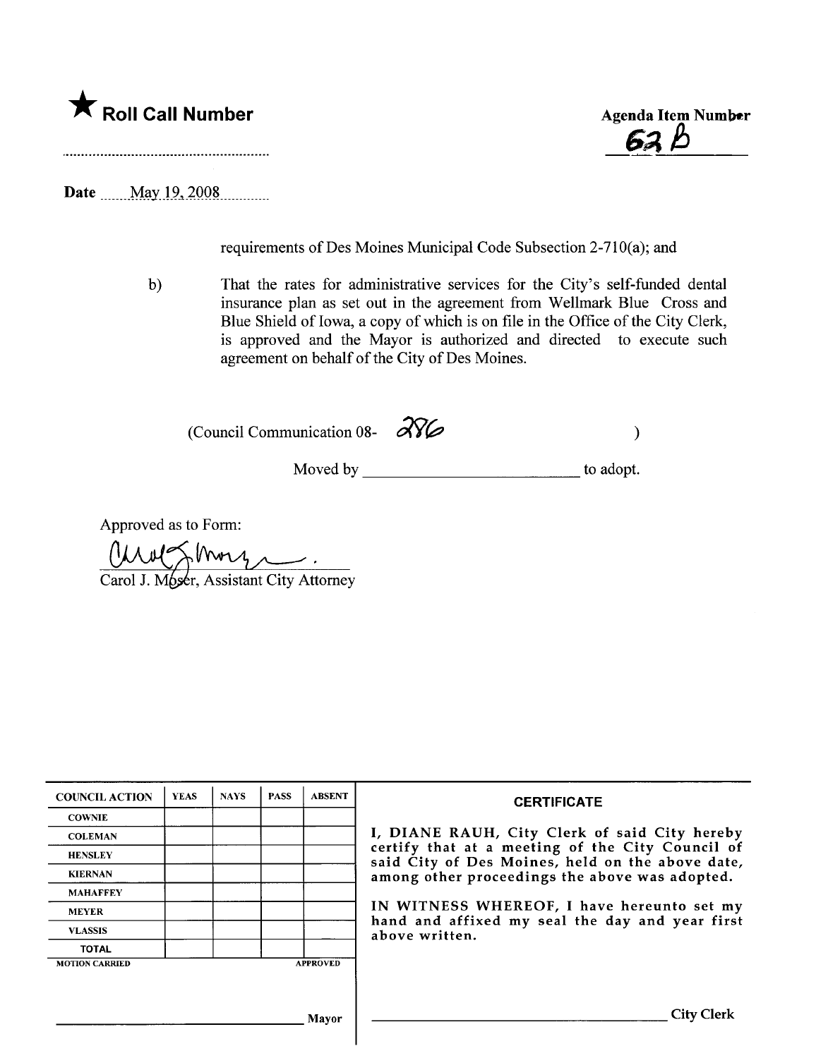★ **Roll Call Number**

**Agenda Item Number**
62 B

**Date** May 19, 2008

requirements of Des Moines Municipal Code Subsection 2-710(a); and

b) That the rates for administrative services for the City's self-funded dental insurance plan as set out in the agreement from Wellmark Blue Cross and Blue Shield of Iowa, a copy of which is on file in the Office of the City Clerk, is approved and the Mayor is authorized and directed to execute such agreement on behalf of the City of Des Moines.

(Council Communication 08- 286 )

Moved by \_\_\_\_\_\_\_\_\_\_\_\_\_\_\_\_\_\_\_\_\_\_\_\_ to adopt.

Approved as to Form:

Carol J. Moser, Assistant City Attorney

| COUNCIL ACTION | YEAS | NAYS | PASS | ABSENT |
|---|---|---|---|---|
| COWNIE | | | | |
| COLEMAN | | | | |
| HENSLEY | | | | |
| KIERNAN | | | | |
| MAHAFFEY | | | | |
| MEYER | | | | |
| VLASSIS | | | | |
| TOTAL | | | | |
| MOTION CARRIED | | | | APPROVED |

\_\_\_\_\_\_\_\_\_\_\_\_\_\_\_\_\_\_\_\_\_\_\_\_ Mayor

**CERTIFICATE**

I, DIANE RAUH, City Clerk of said City hereby certify that at a meeting of the City Council of said City of Des Moines, held on the above date, among other proceedings the above was adopted.

IN WITNESS WHEREOF, I have hereunto set my hand and affixed my seal the day and year first above written.

\_\_\_\_\_\_\_\_\_\_\_\_\_\_\_\_\_\_\_\_\_\_\_\_ City Clerk